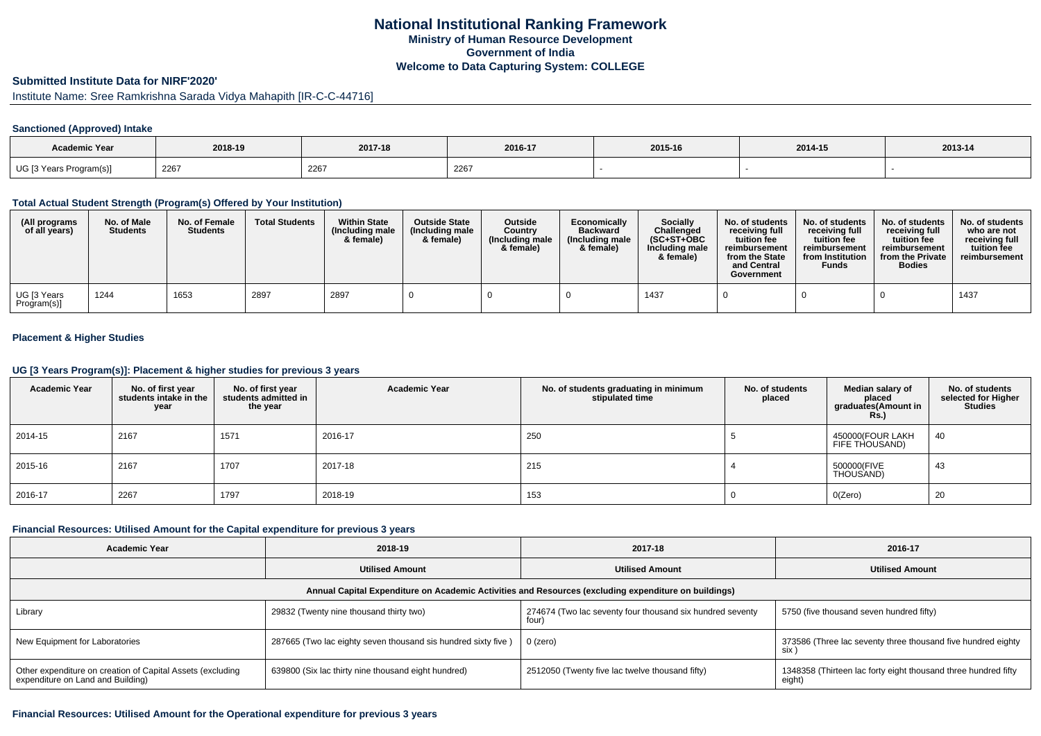# National Institutional Ranking Framework
## Ministry of Human Resource Development
## Government of India
## Welcome to Data Capturing System: COLLEGE

### Submitted Institute Data for NIRF'2020'

Institute Name: Sree Ramkrishna Sarada Vidya Mahapith [IR-C-C-44716]

#### Sanctioned (Approved) Intake

| Academic Year | 2018-19 | 2017-18 | 2016-17 | 2015-16 | 2014-15 | 2013-14 |
|---|---|---|---|---|---|---|
| UG [3 Years Program(s)] | 2267 | 2267 | 2267 | - | - | - |

#### Total Actual Student Strength (Program(s) Offered by Your Institution)

| (All programs of all years) | No. of Male Students | No. of Female Students | Total Students | Within State (Including male & female) | Outside State (Including male & female) | Outside Country (Including male & female) | Economically Backward (Including male & female) | Socially Challenged (SC+ST+OBC Including male & female) | No. of students receiving full tuition fee reimbursement from the State and Central Government | No. of students receiving full tuition fee reimbursement from Institution Funds | No. of students receiving full tuition fee reimbursement from the Private Bodies | No. of students who are not receiving full tuition fee reimbursement |
|---|---|---|---|---|---|---|---|---|---|---|---|---|
| UG [3 Years Program(s)] | 1244 | 1653 | 2897 | 2897 | 0 | 0 | 0 | 1437 | 0 | 0 | 0 | 1437 |

#### Placement & Higher Studies

#### UG [3 Years Program(s)]: Placement & higher studies for previous 3 years

| Academic Year | No. of first year students intake in the year | No. of first year students admitted in the year | Academic Year | No. of students graduating in minimum stipulated time | No. of students placed | Median salary of placed graduates(Amount in Rs.) | No. of students selected for Higher Studies |
|---|---|---|---|---|---|---|---|
| 2014-15 | 2167 | 1571 | 2016-17 | 250 | 5 | 450000(FOUR LAKH FIFE THOUSAND) | 40 |
| 2015-16 | 2167 | 1707 | 2017-18 | 215 | 4 | 500000(FIVE THOUSAND) | 43 |
| 2016-17 | 2267 | 1797 | 2018-19 | 153 | 0 | 0(Zero) | 20 |

#### Financial Resources: Utilised Amount for the Capital expenditure for previous 3 years

| Academic Year | 2018-19 | 2017-18 | 2016-17 |
|---|---|---|---|
| | Utilised Amount | Utilised Amount | Utilised Amount |
| Annual Capital Expenditure on Academic Activities and Resources (excluding expenditure on buildings) | | | |
| Library | 29832 (Twenty nine thousand thirty two) | 274674 (Two lac seventy four thousand six hundred seventy four) | 5750 (five thousand seven hundred fifty) |
| New Equipment for Laboratories | 287665 (Two lac eighty seven thousand sis hundred sixty five ) | 0 (zero) | 373586 (Three lac seventy three thousand five hundred eighty six ) |
| Other expenditure on creation of Capital Assets (excluding expenditure on Land and Building) | 639800 (Six lac thirty nine thousand eight hundred) | 2512050 (Twenty five lac twelve thousand fifty) | 1348358 (Thirteen lac forty eight thousand three hundred fifty eight) |

#### Financial Resources: Utilised Amount for the Operational expenditure for previous 3 years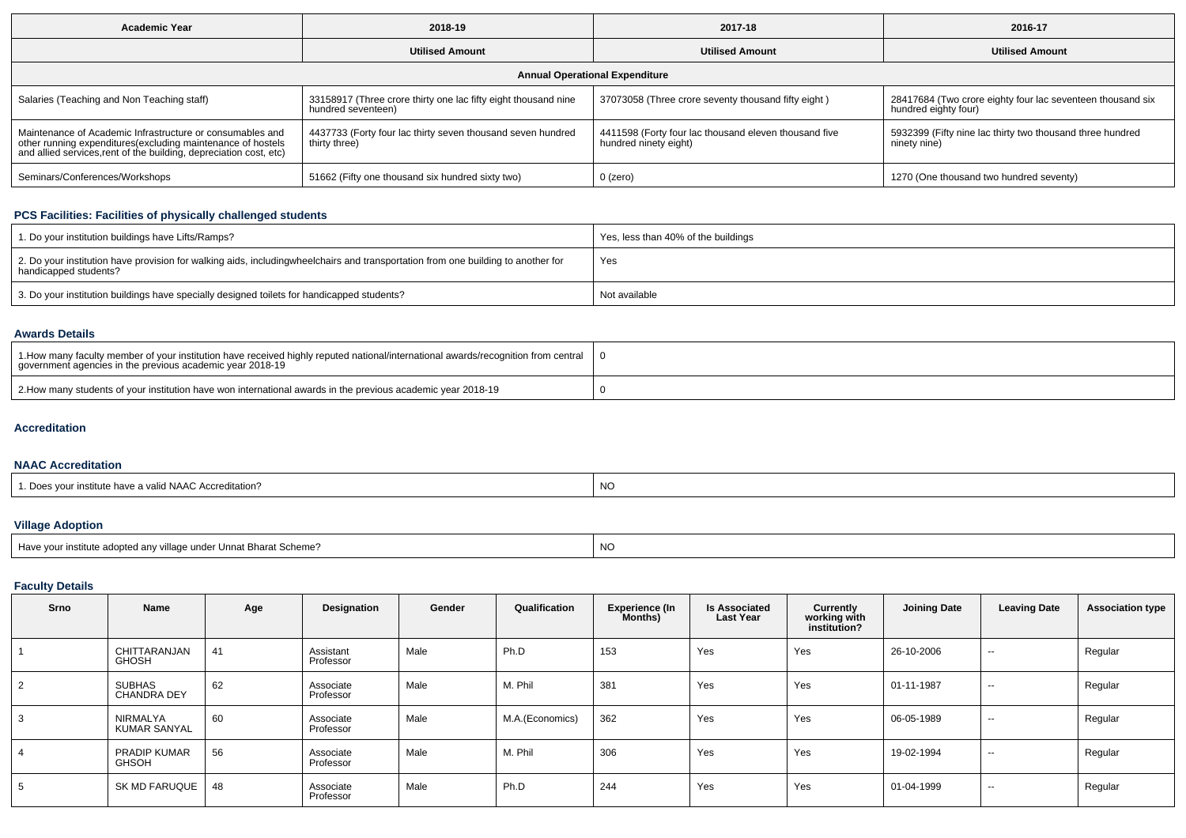| Academic Year | 2018-19 | 2017-18 | 2016-17 |
|---|---|---|---|
| | Utilised Amount | Utilised Amount | Utilised Amount |
| **Annual Operational Expenditure** | | | |
| Salaries (Teaching and Non Teaching staff) | 33158917 (Three crore thirty one lac fifty eight thousand nine hundred seventeen) | 37073058 (Three crore seventy thousand fifty eight ) | 28417684 (Two crore eighty four lac seventeen thousand six hundred eighty four) |
| Maintenance of Academic Infrastructure or consumables and other running expenditures(excluding maintenance of hostels and allied services,rent of the building, depreciation cost, etc) | 4437733 (Forty four lac thirty seven thousand seven hundred thirty three) | 4411598 (Forty four lac thousand eleven thousand five hundred ninety eight) | 5932399 (Fifty nine lac thirty two thousand three hundred ninety nine) |
| Seminars/Conferences/Workshops | 51662 (Fifty one thousand six hundred sixty two) | 0 (zero) | 1270 (One thousand two hundred seventy) |

### PCS Facilities: Facilities of physically challenged students

| | |
|---|---|
| 1. Do your institution buildings have Lifts/Ramps? | Yes, less than 40% of the buildings |
| 2. Do your institution have provision for walking aids, includingwheelchairs and transportation from one building to another for handicapped students? | Yes |
| 3. Do your institution buildings have specially designed toilets for handicapped students? | Not available |

### Awards Details

| | |
|---|---|
| 1.How many faculty member of your institution have received highly reputed national/international awards/recognition from central government agencies in the previous academic year 2018-19 | 0 |
| 2.How many students of your institution have won international awards in the previous academic year 2018-19 | 0 |

### Accreditation

### NAAC Accreditation

| | |
|---|---|
| 1. Does your institute have a valid NAAC Accreditation? | NO |

### Village Adoption

| | |
|---|---|
| Have your institute adopted any village under Unnat Bharat Scheme? | NO |

### Faculty Details

| Srno | Name | Age | Designation | Gender | Qualification | Experience (In Months) | Is Associated Last Year | Currently working with institution? | Joining Date | Leaving Date | Association type |
|---|---|---|---|---|---|---|---|---|---|---|---|
| 1 | CHITTARANJAN GHOSH | 41 | Assistant Professor | Male | Ph.D | 153 | Yes | Yes | 26-10-2006 | -- | Regular |
| 2 | SUBHAS CHANDRA DEY | 62 | Associate Professor | Male | M. Phil | 381 | Yes | Yes | 01-11-1987 | -- | Regular |
| 3 | NIRMALYA KUMAR SANYAL | 60 | Associate Professor | Male | M.A.(Economics) | 362 | Yes | Yes | 06-05-1989 | -- | Regular |
| 4 | PRADIP KUMAR GHSOH | 56 | Associate Professor | Male | M. Phil | 306 | Yes | Yes | 19-02-1994 | -- | Regular |
| 5 | SK MD FARUQUE | 48 | Associate Professor | Male | Ph.D | 244 | Yes | Yes | 01-04-1999 | -- | Regular |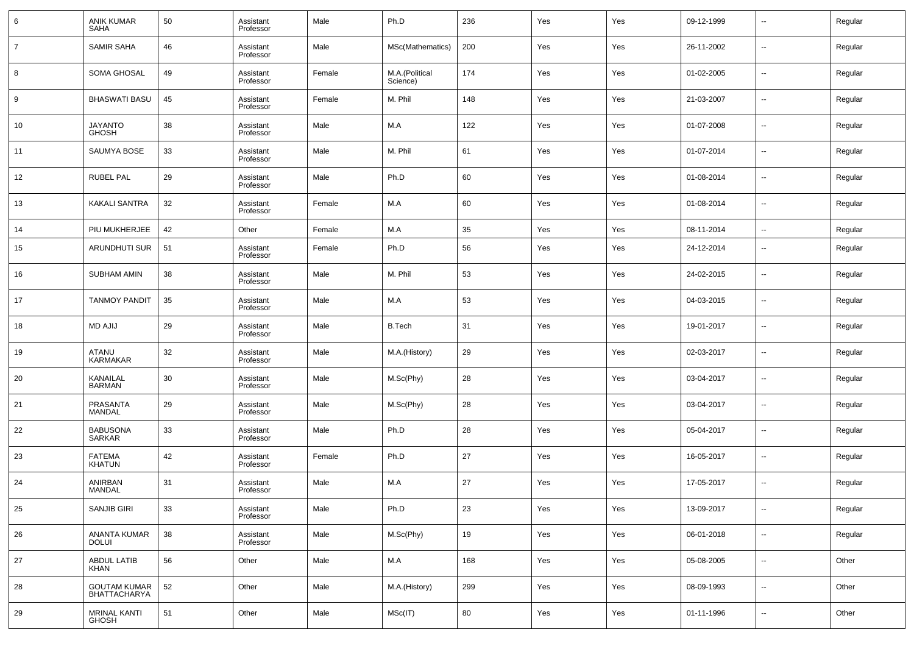| 6 | ANIK KUMAR SAHA | 50 | Assistant Professor | Male | Ph.D | 236 | Yes | Yes | 09-12-1999 | -- | Regular |
|---|---|---|---|---|---|---|---|---|---|---|---|
| 7 | SAMIR SAHA | 46 | Assistant Professor | Male | MSc(Mathematics) | 200 | Yes | Yes | 26-11-2002 | -- | Regular |
| 8 | SOMA GHOSAL | 49 | Assistant Professor | Female | M.A.(Political Science) | 174 | Yes | Yes | 01-02-2005 | -- | Regular |
| 9 | BHASWATI BASU | 45 | Assistant Professor | Female | M. Phil | 148 | Yes | Yes | 21-03-2007 | -- | Regular |
| 10 | JAYANTO GHOSH | 38 | Assistant Professor | Male | M.A | 122 | Yes | Yes | 01-07-2008 | -- | Regular |
| 11 | SAUMYA BOSE | 33 | Assistant Professor | Male | M. Phil | 61 | Yes | Yes | 01-07-2014 | -- | Regular |
| 12 | RUBEL PAL | 29 | Assistant Professor | Male | Ph.D | 60 | Yes | Yes | 01-08-2014 | -- | Regular |
| 13 | KAKALI SANTRA | 32 | Assistant Professor | Female | M.A | 60 | Yes | Yes | 01-08-2014 | -- | Regular |
| 14 | PIU MUKHERJEE | 42 | Other | Female | M.A | 35 | Yes | Yes | 08-11-2014 | -- | Regular |
| 15 | ARUNDHUTI SUR | 51 | Assistant Professor | Female | Ph.D | 56 | Yes | Yes | 24-12-2014 | -- | Regular |
| 16 | SUBHAM AMIN | 38 | Assistant Professor | Male | M. Phil | 53 | Yes | Yes | 24-02-2015 | -- | Regular |
| 17 | TANMOY PANDIT | 35 | Assistant Professor | Male | M.A | 53 | Yes | Yes | 04-03-2015 | -- | Regular |
| 18 | MD AJIJ | 29 | Assistant Professor | Male | B.Tech | 31 | Yes | Yes | 19-01-2017 | -- | Regular |
| 19 | ATANU KARMAKAR | 32 | Assistant Professor | Male | M.A.(History) | 29 | Yes | Yes | 02-03-2017 | -- | Regular |
| 20 | KANAILAL BARMAN | 30 | Assistant Professor | Male | M.Sc(Phy) | 28 | Yes | Yes | 03-04-2017 | -- | Regular |
| 21 | PRASANTA MANDAL | 29 | Assistant Professor | Male | M.Sc(Phy) | 28 | Yes | Yes | 03-04-2017 | -- | Regular |
| 22 | BABUSONA SARKAR | 33 | Assistant Professor | Male | Ph.D | 28 | Yes | Yes | 05-04-2017 | -- | Regular |
| 23 | FATEMA KHATUN | 42 | Assistant Professor | Female | Ph.D | 27 | Yes | Yes | 16-05-2017 | -- | Regular |
| 24 | ANIRBAN MANDAL | 31 | Assistant Professor | Male | M.A | 27 | Yes | Yes | 17-05-2017 | -- | Regular |
| 25 | SANJIB GIRI | 33 | Assistant Professor | Male | Ph.D | 23 | Yes | Yes | 13-09-2017 | -- | Regular |
| 26 | ANANTA KUMAR DOLUI | 38 | Assistant Professor | Male | M.Sc(Phy) | 19 | Yes | Yes | 06-01-2018 | -- | Regular |
| 27 | ABDUL LATIB KHAN | 56 | Other | Male | M.A | 168 | Yes | Yes | 05-08-2005 | -- | Other |
| 28 | GOUTAM KUMAR BHATTACHARYA | 52 | Other | Male | M.A.(History) | 299 | Yes | Yes | 08-09-1993 | -- | Other |
| 29 | MRINAL KANTI GHOSH | 51 | Other | Male | MSc(IT) | 80 | Yes | Yes | 01-11-1996 | -- | Other |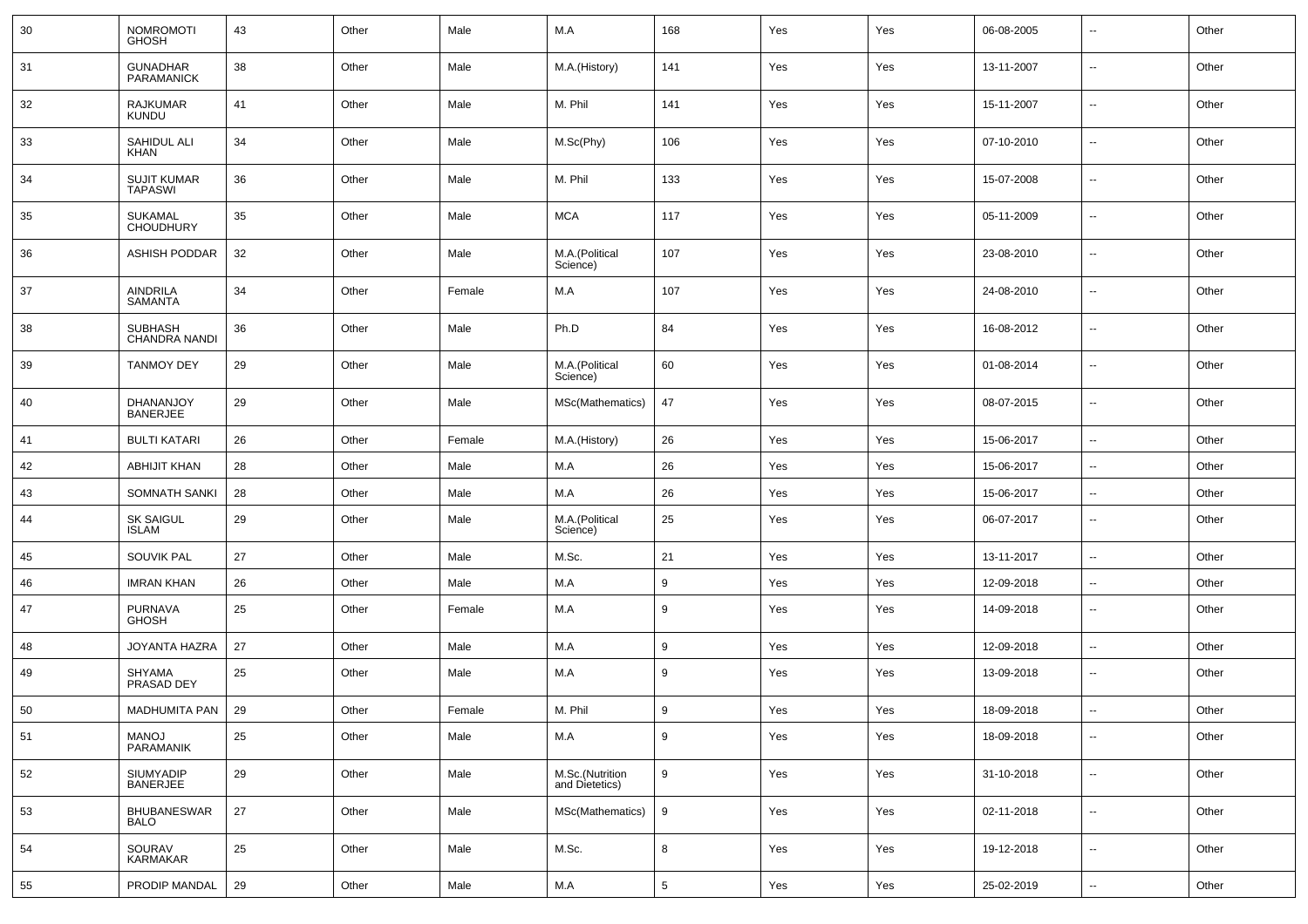| | | | | | | | | | | | |
|---|---|---|---|---|---|---|---|---|---|---|---|
| 30 | NOMROMOTI GHOSH | 43 | Other | Male | M.A | 168 | Yes | Yes | 06-08-2005 | -- | Other |
| 31 | GUNADHAR PARAMANICK | 38 | Other | Male | M.A.(History) | 141 | Yes | Yes | 13-11-2007 | -- | Other |
| 32 | RAJKUMAR KUNDU | 41 | Other | Male | M. Phil | 141 | Yes | Yes | 15-11-2007 | -- | Other |
| 33 | SAHIDUL ALI KHAN | 34 | Other | Male | M.Sc(Phy) | 106 | Yes | Yes | 07-10-2010 | -- | Other |
| 34 | SUJIT KUMAR TAPASWI | 36 | Other | Male | M. Phil | 133 | Yes | Yes | 15-07-2008 | -- | Other |
| 35 | SUKAMAL CHOUDHURY | 35 | Other | Male | MCA | 117 | Yes | Yes | 05-11-2009 | -- | Other |
| 36 | ASHISH PODDAR | 32 | Other | Male | M.A.(Political Science) | 107 | Yes | Yes | 23-08-2010 | -- | Other |
| 37 | AINDRILA SAMANTA | 34 | Other | Female | M.A | 107 | Yes | Yes | 24-08-2010 | -- | Other |
| 38 | SUBHASH CHANDRA NANDI | 36 | Other | Male | Ph.D | 84 | Yes | Yes | 16-08-2012 | -- | Other |
| 39 | TANMOY DEY | 29 | Other | Male | M.A.(Political Science) | 60 | Yes | Yes | 01-08-2014 | -- | Other |
| 40 | DHANANJOY BANERJEE | 29 | Other | Male | MSc(Mathematics) | 47 | Yes | Yes | 08-07-2015 | -- | Other |
| 41 | BULTI KATARI | 26 | Other | Female | M.A.(History) | 26 | Yes | Yes | 15-06-2017 | -- | Other |
| 42 | ABHIJIT KHAN | 28 | Other | Male | M.A | 26 | Yes | Yes | 15-06-2017 | -- | Other |
| 43 | SOMNATH SANKI | 28 | Other | Male | M.A | 26 | Yes | Yes | 15-06-2017 | -- | Other |
| 44 | SK SAIGUL ISLAM | 29 | Other | Male | M.A.(Political Science) | 25 | Yes | Yes | 06-07-2017 | -- | Other |
| 45 | SOUVIK PAL | 27 | Other | Male | M.Sc. | 21 | Yes | Yes | 13-11-2017 | -- | Other |
| 46 | IMRAN KHAN | 26 | Other | Male | M.A | 9 | Yes | Yes | 12-09-2018 | -- | Other |
| 47 | PURNAVA GHOSH | 25 | Other | Female | M.A | 9 | Yes | Yes | 14-09-2018 | -- | Other |
| 48 | JOYANTA HAZRA | 27 | Other | Male | M.A | 9 | Yes | Yes | 12-09-2018 | -- | Other |
| 49 | SHYAMA PRASAD DEY | 25 | Other | Male | M.A | 9 | Yes | Yes | 13-09-2018 | -- | Other |
| 50 | MADHUMITA PAN | 29 | Other | Female | M. Phil | 9 | Yes | Yes | 18-09-2018 | -- | Other |
| 51 | MANOJ PARAMANIK | 25 | Other | Male | M.A | 9 | Yes | Yes | 18-09-2018 | -- | Other |
| 52 | SIUMYADIP BANERJEE | 29 | Other | Male | M.Sc.(Nutrition and Dietetics) | 9 | Yes | Yes | 31-10-2018 | -- | Other |
| 53 | BHUBANESWAR BALO | 27 | Other | Male | MSc(Mathematics) | 9 | Yes | Yes | 02-11-2018 | -- | Other |
| 54 | SOURAV KARMAKAR | 25 | Other | Male | M.Sc. | 8 | Yes | Yes | 19-12-2018 | -- | Other |
| 55 | PRODIP MANDAL | 29 | Other | Male | M.A | 5 | Yes | Yes | 25-02-2019 | -- | Other |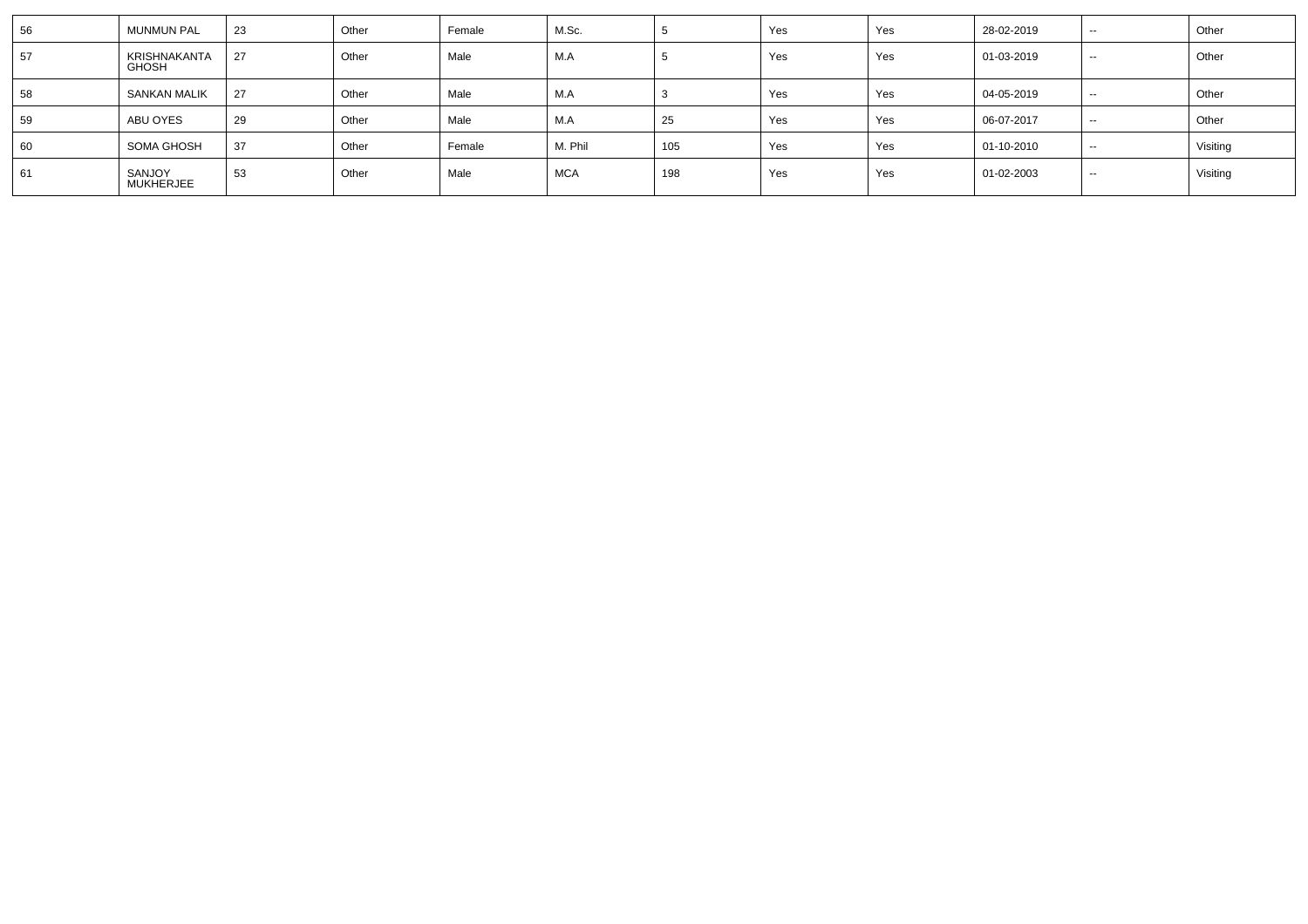| | | | | | | | | | | | |
|---|---|---|---|---|---|---|---|---|---|---|---|
| 56 | MUNMUN PAL | 23 | Other | Female | M.Sc. | 5 | Yes | Yes | 28-02-2019 | -- | Other |
| 57 | KRISHNAKANTA GHOSH | 27 | Other | Male | M.A | 5 | Yes | Yes | 01-03-2019 | -- | Other |
| 58 | SANKAN MALIK | 27 | Other | Male | M.A | 3 | Yes | Yes | 04-05-2019 | -- | Other |
| 59 | ABU OYES | 29 | Other | Male | M.A | 25 | Yes | Yes | 06-07-2017 | -- | Other |
| 60 | SOMA GHOSH | 37 | Other | Female | M. Phil | 105 | Yes | Yes | 01-10-2010 | -- | Visiting |
| 61 | SANJOY MUKHERJEE | 53 | Other | Male | MCA | 198 | Yes | Yes | 01-02-2003 | -- | Visiting |